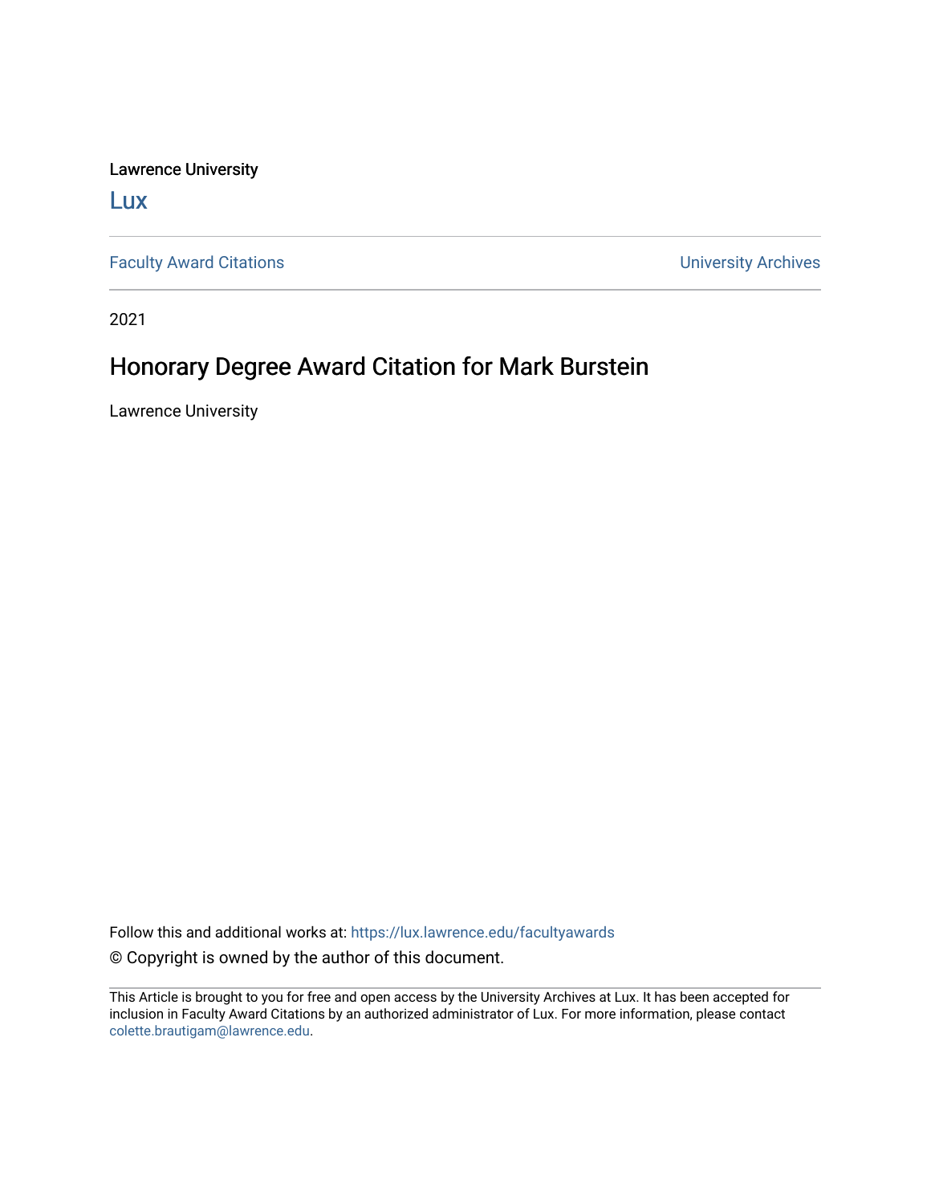Lawrence University

Lux

Faculty Award Citations

University Archives

2021

# Honorary Degree Award Citation for Mark Burstein

Lawrence University

Follow this and additional works at: https://lux.lawrence.edu/facultyawards

© Copyright is owned by the author of this document.

This Article is brought to you for free and open access by the University Archives at Lux. It has been accepted for inclusion in Faculty Award Citations by an authorized administrator of Lux. For more information, please contact colette.brautigam@lawrence.edu.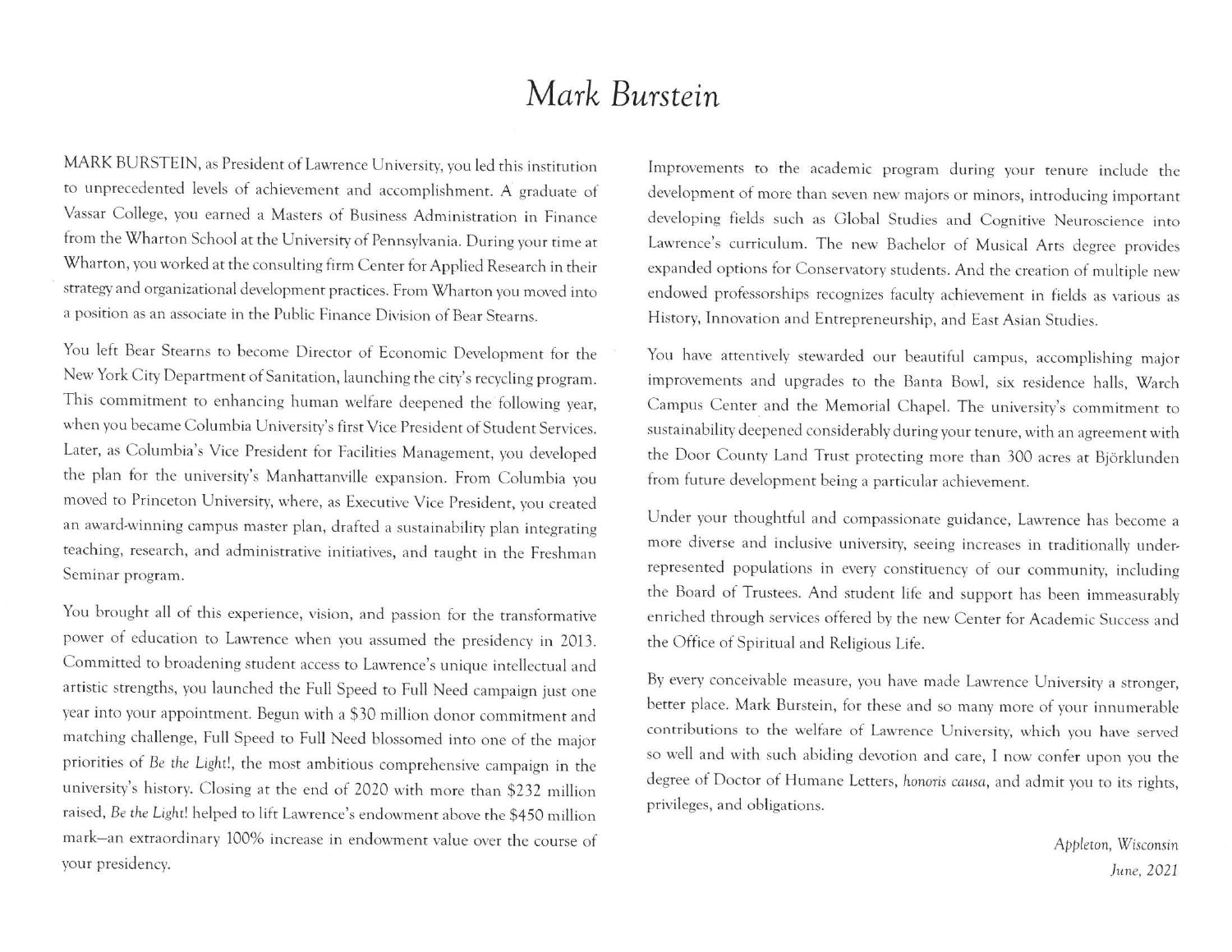# *Mark Burstein*

MARK BURSTEIN, as President of Lawrence University, you led this institution to unprecedented levels of achievement and accomplishment. A graduate of Vassar College, you earned a Masters of Business Administration in Finance from the Wharton School at the University of Pennsylvania. During your time at Wharton, you worked at the consulting firm Center for Applied Research in their strategy and organizational development practices. From Wharton you moved into a position as an associate in the Public Finance Division of Bear Stearns.

You left Bear Stearns to become Director of Economic Development for the New York City Department of Sanitation, launching the city's recycling program. This commitment to enhancing human welfare deepened the following year, when you became Columbia University's first Vice President of Student Services. Later, as Columbia's Vice President for Facilities Management, you developed the plan for the university's Manhattanville expansion. From Columbia you moved to Princeton University, where, as Executive Vice President, you created an award-winning campus master plan, drafted a sustainability plan integrating teaching, research, and administrative initiatives, and taught in the Freshman Seminar program.

You brought all of this experience, vision, and passion for the transformative power of education to Lawrence when you assumed the presidency in 2013. Committed to broadening student access to Lawrence's unique intellectual and artistic strengths, you launched the Full Speed to Full Need campaign just one year into your appointment. Begun with a $30 million donor commitment and matching challenge, Full Speed to Full Need blossomed into one of the major priorities of *Be the Light!*, the most ambitious comprehensive campaign in the university's history. Closing at the end of 2020 with more than $232 million raised, *Be the Light!* helped to lift Lawrence's endowment above the $450 million mark—an extraordinary 100% increase in endowment value over the course of your presidency.

Improvements to the academic program during your tenure include the development of more than seven new majors or minors, introducing important developing fields such as Global Studies and Cognitive Neuroscience into Lawrence's curriculum. The new Bachelor of Musical Arts degree provides expanded options for Conservatory students. And the creation of multiple new endowed professorships recognizes faculty achievement in fields as various as History, Innovation and Entrepreneurship, and East Asian Studies.

You have attentively stewarded our beautiful campus, accomplishing major improvements and upgrades to the Banta Bowl, six residence halls, Warch Campus Center and the Memorial Chapel. The university's commitment to sustainability deepened considerably during your tenure, with an agreement with the Door County Land Trust protecting more than 300 acres at Björklunden from future development being a particular achievement.

Under your thoughtful and compassionate guidance, Lawrence has become a more diverse and inclusive university, seeing increases in traditionally under-represented populations in every constituency of our community, including the Board of Trustees. And student life and support has been immeasurably enriched through services offered by the new Center for Academic Success and the Office of Spiritual and Religious Life.

By every conceivable measure, you have made Lawrence University a stronger, better place. Mark Burstein, for these and so many more of your innumerable contributions to the welfare of Lawrence University, which you have served so well and with such abiding devotion and care, I now confer upon you the degree of Doctor of Humane Letters, *honoris causa*, and admit you to its rights, privileges, and obligations.

*Appleton, Wisconsin*
*June, 2021*